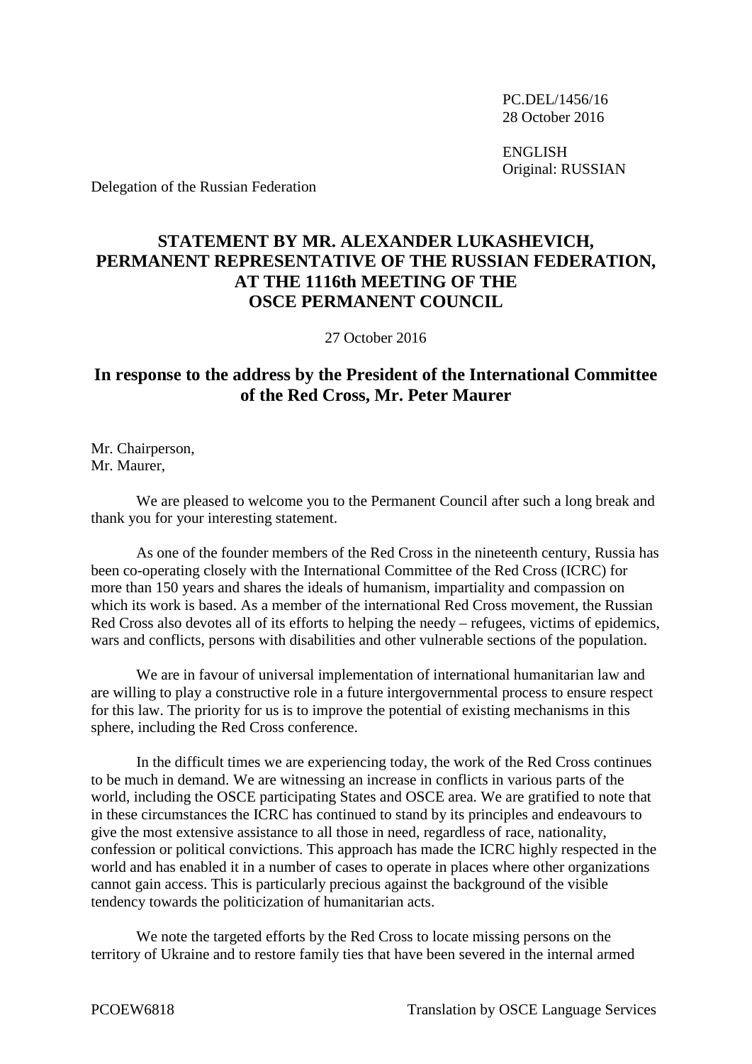PC.DEL/1456/16
28 October 2016

ENGLISH
Original: RUSSIAN

Delegation of the Russian Federation

# STATEMENT BY MR. ALEXANDER LUKASHEVICH, PERMANENT REPRESENTATIVE OF THE RUSSIAN FEDERATION, AT THE 1116th MEETING OF THE OSCE PERMANENT COUNCIL

27 October 2016

## In response to the address by the President of the International Committee of the Red Cross, Mr. Peter Maurer

Mr. Chairperson,
Mr. Maurer,

We are pleased to welcome you to the Permanent Council after such a long break and thank you for your interesting statement.

As one of the founder members of the Red Cross in the nineteenth century, Russia has been co-operating closely with the International Committee of the Red Cross (ICRC) for more than 150 years and shares the ideals of humanism, impartiality and compassion on which its work is based. As a member of the international Red Cross movement, the Russian Red Cross also devotes all of its efforts to helping the needy – refugees, victims of epidemics, wars and conflicts, persons with disabilities and other vulnerable sections of the population.

We are in favour of universal implementation of international humanitarian law and are willing to play a constructive role in a future intergovernmental process to ensure respect for this law. The priority for us is to improve the potential of existing mechanisms in this sphere, including the Red Cross conference.

In the difficult times we are experiencing today, the work of the Red Cross continues to be much in demand. We are witnessing an increase in conflicts in various parts of the world, including the OSCE participating States and OSCE area. We are gratified to note that in these circumstances the ICRC has continued to stand by its principles and endeavours to give the most extensive assistance to all those in need, regardless of race, nationality, confession or political convictions. This approach has made the ICRC highly respected in the world and has enabled it in a number of cases to operate in places where other organizations cannot gain access. This is particularly precious against the background of the visible tendency towards the politicization of humanitarian acts.

We note the targeted efforts by the Red Cross to locate missing persons on the territory of Ukraine and to restore family ties that have been severed in the internal armed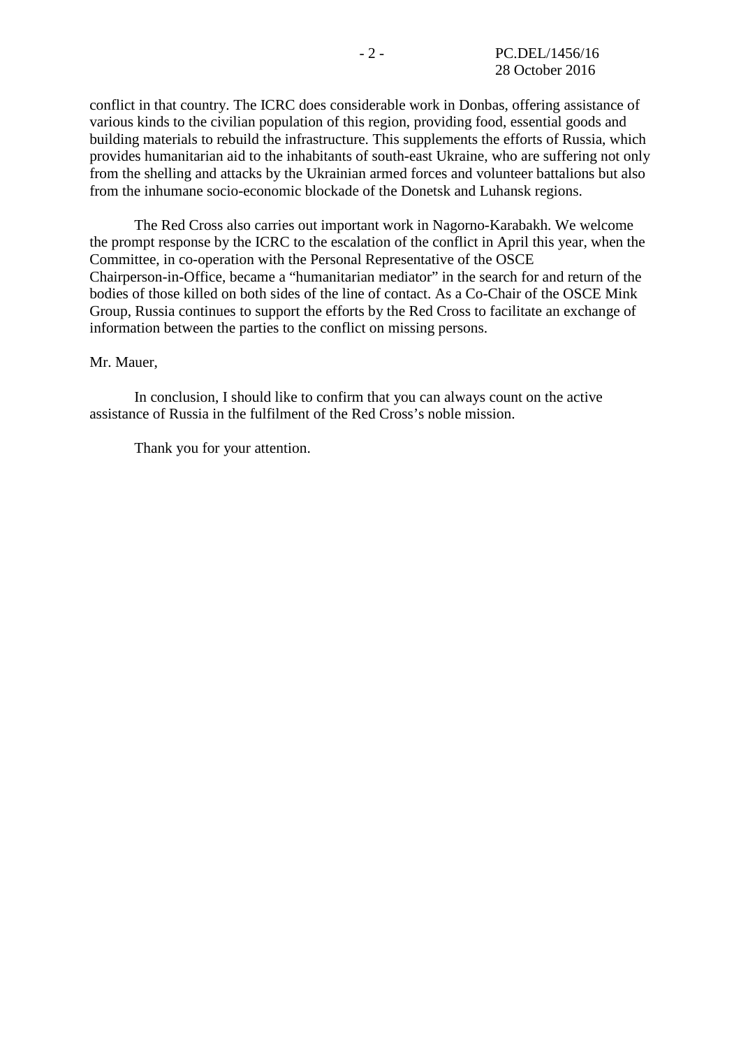conflict in that country. The ICRC does considerable work in Donbas, offering assistance of various kinds to the civilian population of this region, providing food, essential goods and building materials to rebuild the infrastructure. This supplements the efforts of Russia, which provides humanitarian aid to the inhabitants of south-east Ukraine, who are suffering not only from the shelling and attacks by the Ukrainian armed forces and volunteer battalions but also from the inhumane socio-economic blockade of the Donetsk and Luhansk regions.

The Red Cross also carries out important work in Nagorno-Karabakh. We welcome the prompt response by the ICRC to the escalation of the conflict in April this year, when the Committee, in co-operation with the Personal Representative of the OSCE Chairperson-in-Office, became a "humanitarian mediator" in the search for and return of the bodies of those killed on both sides of the line of contact. As a Co-Chair of the OSCE Mink Group, Russia continues to support the efforts by the Red Cross to facilitate an exchange of information between the parties to the conflict on missing persons.

Mr. Mauer,

In conclusion, I should like to confirm that you can always count on the active assistance of Russia in the fulfilment of the Red Cross's noble mission.

Thank you for your attention.